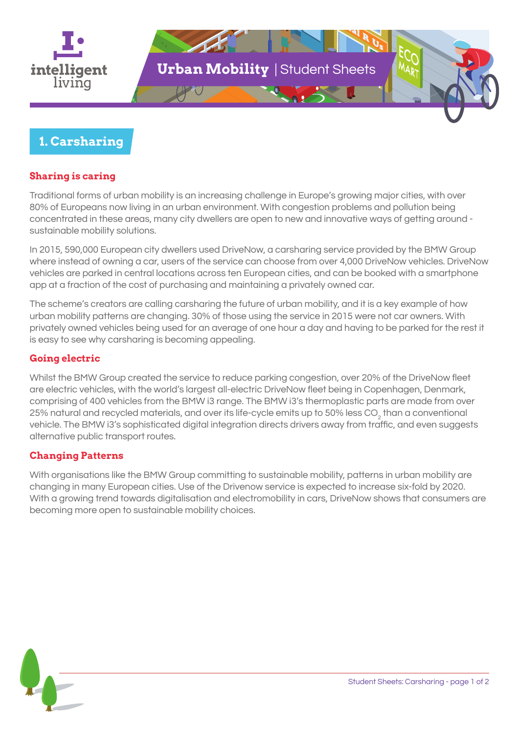intelligent living

# Urban Mobility | Student Sheets

## 1. Carsharing

### Sharing is caring

Traditional forms of urban mobility is an increasing challenge in Europe's growing major cities, with over 80% of Europeans now living in an urban environment. With congestion problems and pollution being concentrated in these areas, many city dwellers are open to new and innovative ways of getting around - sustainable mobility solutions.

In 2015, 590,000 European city dwellers used DriveNow, a carsharing service provided by the BMW Group where instead of owning a car, users of the service can choose from over 4,000 DriveNow vehicles. DriveNow vehicles are parked in central locations across ten European cities, and can be booked with a smartphone app at a fraction of the cost of purchasing and maintaining a privately owned car.

The scheme's creators are calling carsharing the future of urban mobility, and it is a key example of how urban mobility patterns are changing. 30% of those using the service in 2015 were not car owners. With privately owned vehicles being used for an average of one hour a day and having to be parked for the rest it is easy to see why carsharing is becoming appealing.

### Going electric

Whilst the BMW Group created the service to reduce parking congestion, over 20% of the DriveNow fleet are electric vehicles, with the world's largest all-electric DriveNow fleet being in Copenhagen, Denmark, comprising of 400 vehicles from the BMW i3 range. The BMW i3's thermoplastic parts are made from over 25% natural and recycled materials, and over its life-cycle emits up to 50% less $CO_2$ than a conventional vehicle. The BMW i3's sophisticated digital integration directs drivers away from traffic, and even suggests alternative public transport routes.

### Changing Patterns

With organisations like the BMW Group committing to sustainable mobility, patterns in urban mobility are changing in many European cities. Use of the Drivenow service is expected to increase six-fold by 2020. With a growing trend towards digitalisation and electromobility in cars, DriveNow shows that consumers are becoming more open to sustainable mobility choices.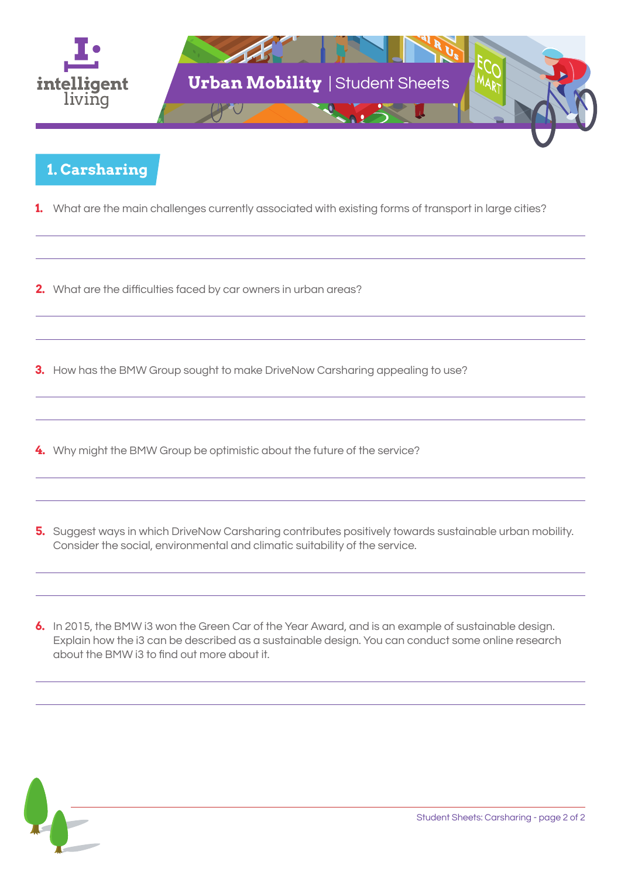# Urban Mobility | Student Sheets

## 1. Carsharing

1. What are the main challenges currently associated with existing forms of transport in large cities?

2. What are the difficulties faced by car owners in urban areas?

3. How has the BMW Group sought to make DriveNow Carsharing appealing to use?

4. Why might the BMW Group be optimistic about the future of the service?

5. Suggest ways in which DriveNow Carsharing contributes positively towards sustainable urban mobility. Consider the social, environmental and climatic suitability of the service.

6. In 2015, the BMW i3 won the Green Car of the Year Award, and is an example of sustainable design. Explain how the i3 can be described as a sustainable design. You can conduct some online research about the BMW i3 to find out more about it.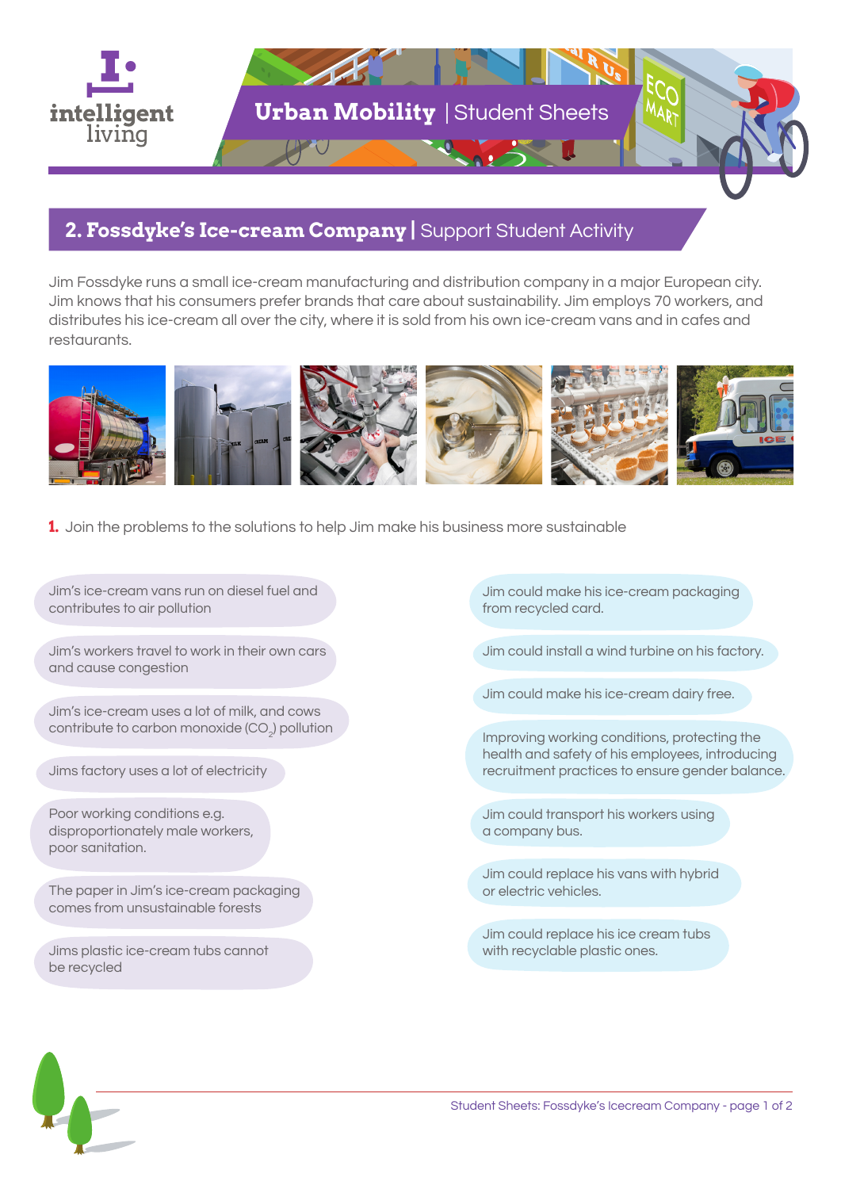## 2. Fossdyke's Ice-cream Company | Support Student Activity

Jim Fossdyke runs a small ice-cream manufacturing and distribution company in a major European city. Jim knows that his consumers prefer brands that care about sustainability. Jim employs 70 workers, and distributes his ice-cream all over the city, where it is sold from his own ice-cream vans and in cafes and restaurants.

**1.** Join the problems to the solutions to help Jim make his business more sustainable

**Problems:**

- Jim's ice-cream vans run on diesel fuel and contributes to air pollution
- Jim's workers travel to work in their own cars and cause congestion
- Jim's ice-cream uses a lot of milk, and cows contribute to carbon monoxide ($CO_2$) pollution
- Jims factory uses a lot of electricity
- Poor working conditions e.g. disproportionately male workers, poor sanitation.
- The paper in Jim's ice-cream packaging comes from unsustainable forests
- Jims plastic ice-cream tubs cannot be recycled

**Solutions:**

- Jim could make his ice-cream packaging from recycled card.
- Jim could install a wind turbine on his factory.
- Jim could make his ice-cream dairy free.
- Improving working conditions, protecting the health and safety of his employees, introducing recruitment practices to ensure gender balance.
- Jim could transport his workers using a company bus.
- Jim could replace his vans with hybrid or electric vehicles.
- Jim could replace his ice cream tubs with recyclable plastic ones.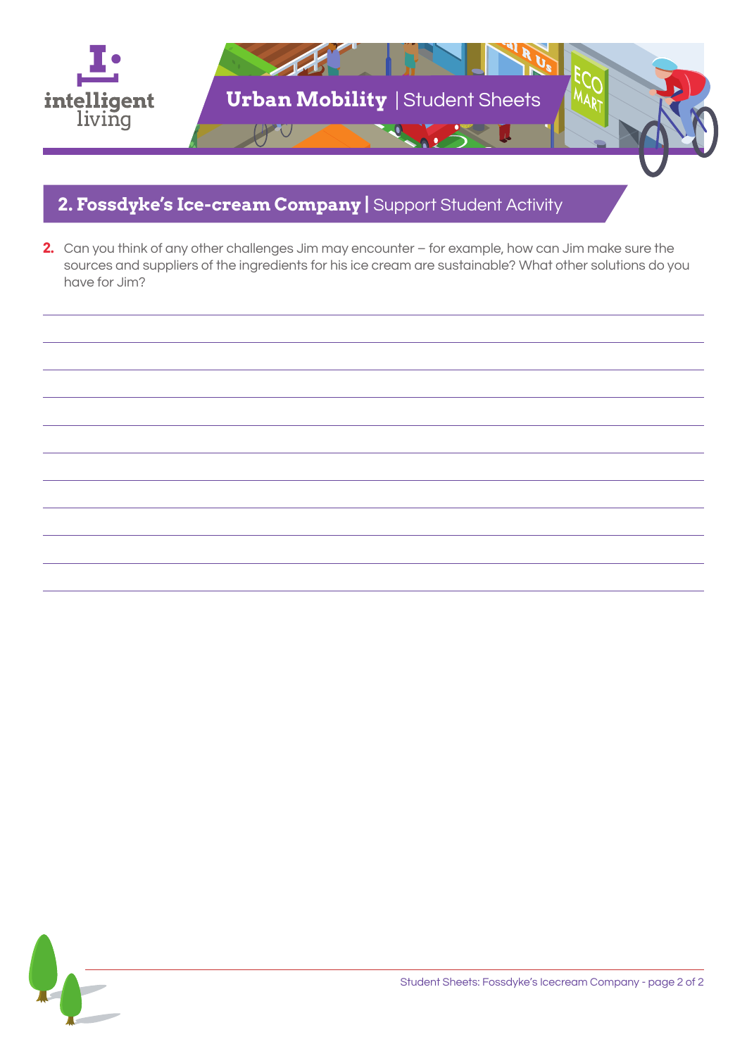## 2. Fossdyke's Ice-cream Company | Support Student Activity

**2.** Can you think of any other challenges Jim may encounter – for example, how can Jim make sure the sources and suppliers of the ingredients for his ice cream are sustainable? What other solutions do you have for Jim?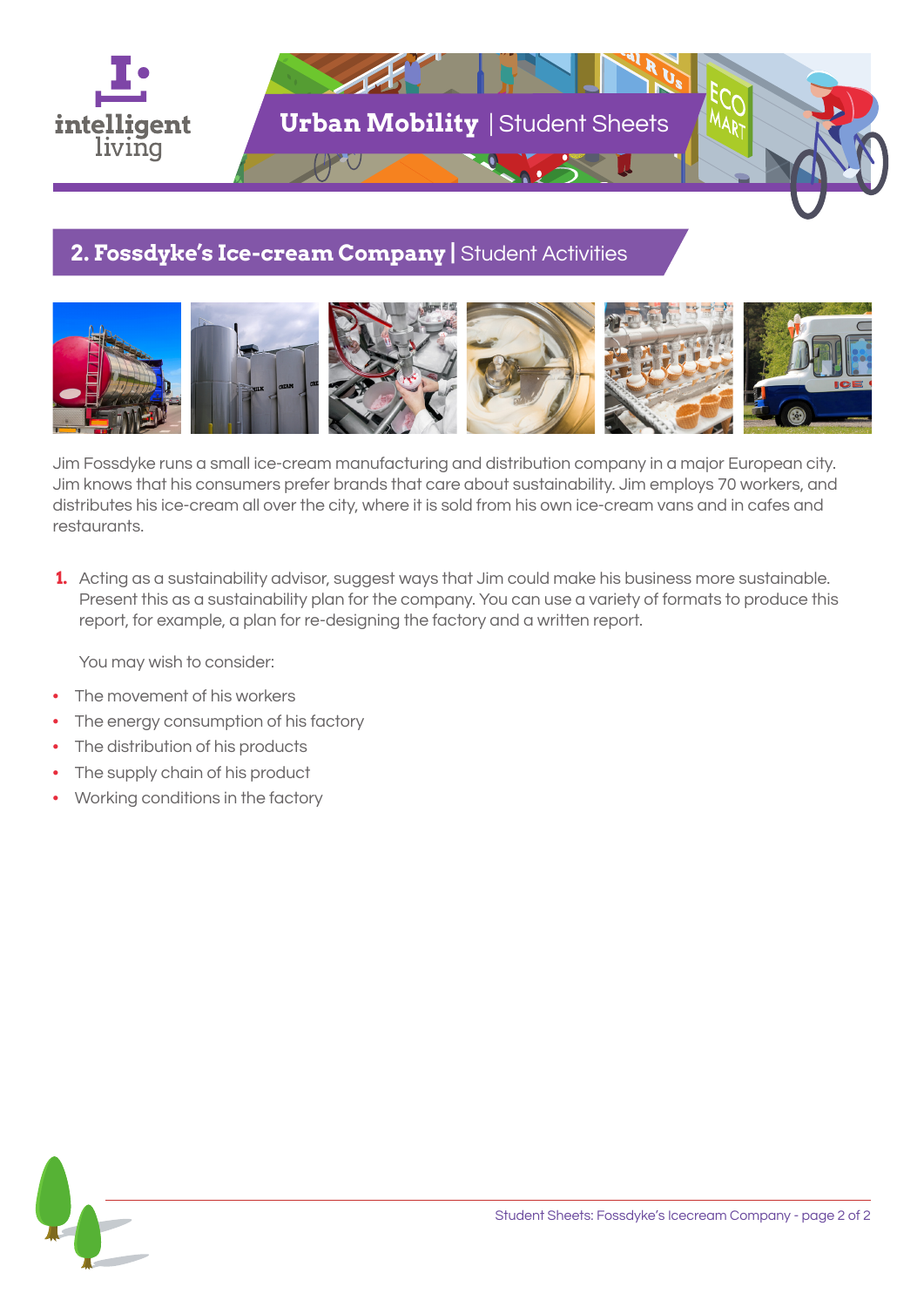## 2. Fossdyke's Ice-cream Company | Student Activities

Jim Fossdyke runs a small ice-cream manufacturing and distribution company in a major European city. Jim knows that his consumers prefer brands that care about sustainability. Jim employs 70 workers, and distributes his ice-cream all over the city, where it is sold from his own ice-cream vans and in cafes and restaurants.

1. Acting as a sustainability advisor, suggest ways that Jim could make his business more sustainable. Present this as a sustainability plan for the company. You can use a variety of formats to produce this report, for example, a plan for re-designing the factory and a written report.

   You may wish to consider:

- The movement of his workers
- The energy consumption of his factory
- The distribution of his products
- The supply chain of his product
- Working conditions in the factory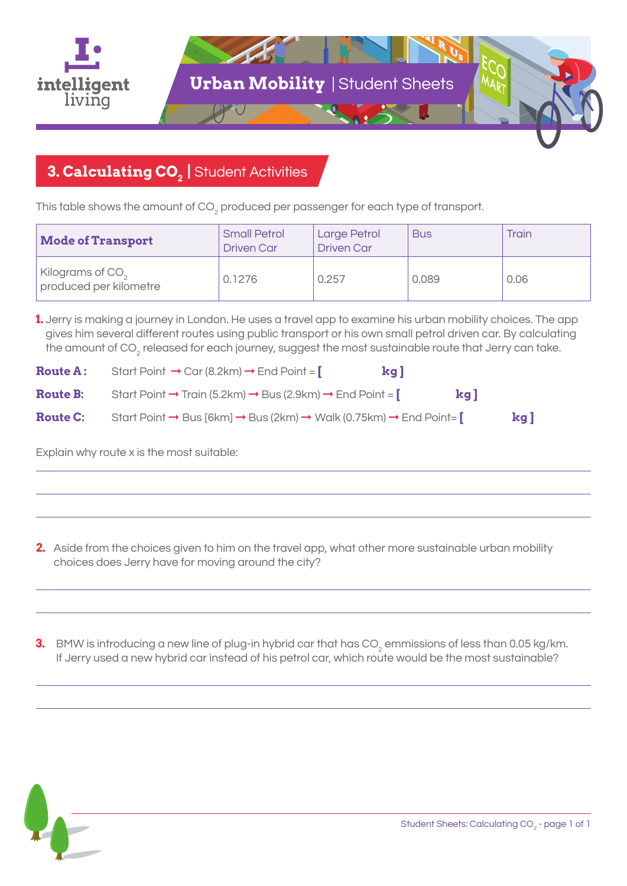# 3. Calculating $CO_2$ | Student Activities

This table shows the amount of $CO_2$ produced per passenger for each type of transport.

| **Mode of Transport** | Small Petrol Driven Car | Large Petrol Driven Car | Bus | Train |
|---|---|---|---|---|
| Kilograms of $CO_2$ produced per kilometre | 0.1276 | 0.257 | 0.089 | 0.06 |

**1.** Jerry is making a journey in London. He uses a travel app to examine his urban mobility choices. The app gives him several different routes using public transport or his own small petrol driven car. By calculating the amount of $CO_2$ released for each journey, suggest the most sustainable route that Jerry can take.

**Route A:** Start Point → Car (8.2km) → End Point = [ &nbsp;&nbsp;&nbsp;&nbsp;&nbsp;&nbsp;&nbsp;&nbsp; kg ]

**Route B:** Start Point → Train (5.2km) → Bus (2.9km) → End Point = [ &nbsp;&nbsp;&nbsp;&nbsp;&nbsp;&nbsp;&nbsp;&nbsp; kg ]

**Route C:** Start Point → Bus [6km] → Bus (2km) → Walk (0.75km) → End Point= [ &nbsp;&nbsp;&nbsp;&nbsp;&nbsp;&nbsp;&nbsp;&nbsp; kg ]

Explain why route x is the most suitable:

______________________________________________

______________________________________________

______________________________________________

**2.** Aside from the choices given to him on the travel app, what other more sustainable urban mobility choices does Jerry have for moving around the city?

______________________________________________

______________________________________________

**3.** BMW is introducing a new line of plug-in hybrid car that has $CO_2$ emmissions of less than 0.05 kg/km. If Jerry used a new hybrid car instead of his petrol car, which route would be the most sustainable?

______________________________________________

______________________________________________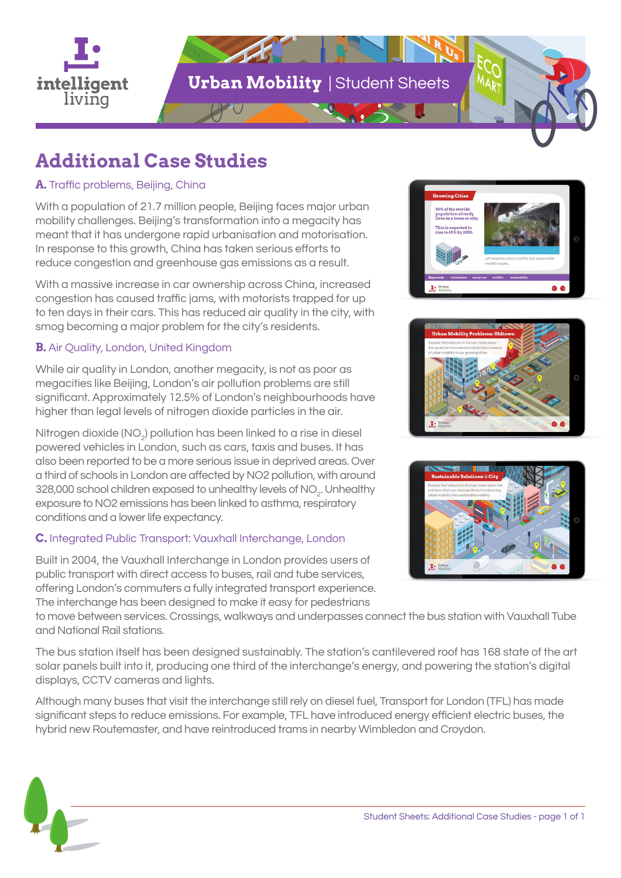# Additional Case Studies

## A. Traffic problems, Beijing, China

With a population of 21.7 million people, Beijing faces major urban mobility challenges. Beijing's transformation into a megacity has meant that it has undergone rapid urbanisation and motorisation. In response to this growth, China has taken serious efforts to reduce congestion and greenhouse gas emissions as a result.

With a massive increase in car ownership across China, increased congestion has caused traffic jams, with motorists trapped for up to ten days in their cars. This has reduced air quality in the city, with smog becoming a major problem for the city's residents.

## B. Air Quality, London, United Kingdom

While air quality in London, another megacity, is not as poor as megacities like Beijing, London's air pollution problems are still significant. Approximately 12.5% of London's neighbourhoods have higher than legal levels of nitrogen dioxide particles in the air.

Nitrogen dioxide ($NO_2$) pollution has been linked to a rise in diesel powered vehicles in London, such as cars, taxis and buses. It has also been reported to be a more serious issue in deprived areas. Over a third of schools in London are affected by NO2 pollution, with around 328,000 school children exposed to unhealthy levels of $NO_2$. Unhealthy exposure to NO2 emissions has been linked to asthma, respiratory conditions and a lower life expectancy.

## C. Integrated Public Transport: Vauxhall Interchange, London

Built in 2004, the Vauxhall Interchange in London provides users of public transport with direct access to buses, rail and tube services, offering London's commuters a fully integrated transport experience. The interchange has been designed to make it easy for pedestrians to move between services. Crossings, walkways and underpasses connect the bus station with Vauxhall Tube and National Rail stations.

The bus station itself has been designed sustainably. The station's cantilevered roof has 168 state of the art solar panels built into it, producing one third of the interchange's energy, and powering the station's digital displays, CCTV cameras and lights.

Although many buses that visit the interchange still rely on diesel fuel, Transport for London (TFL) has made significant steps to reduce emissions. For example, TFL have introduced energy efficient electric buses, the hybrid new Routemaster, and have reintroduced trams in nearby Wimbledon and Croydon.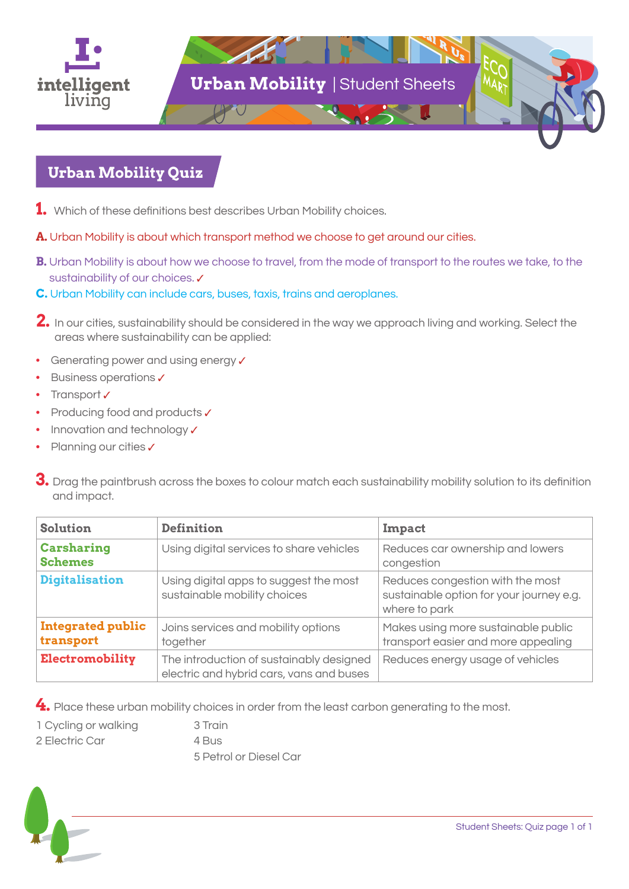# Urban Mobility | Student Sheets

## Urban Mobility Quiz

**1.** Which of these definitions best describes Urban Mobility choices.

**A.** Urban Mobility is about which transport method we choose to get around our cities.

**B.** Urban Mobility is about how we choose to travel, from the mode of transport to the routes we take, to the sustainability of our choices. ✓

**C.** Urban Mobility can include cars, buses, taxis, trains and aeroplanes.

**2.** In our cities, sustainability should be considered in the way we approach living and working. Select the areas where sustainability can be applied:

- Generating power and using energy ✓
- Business operations ✓
- Transport ✓
- Producing food and products ✓
- Innovation and technology ✓
- Planning our cities ✓

**3.** Drag the paintbrush across the boxes to colour match each sustainability mobility solution to its definition and impact.

| Solution | Definition | Impact |
|---|---|---|
| **Carsharing Schemes** | Using digital services to share vehicles | Reduces car ownership and lowers congestion |
| **Digitalisation** | Using digital apps to suggest the most sustainable mobility choices | Reduces congestion with the most sustainable option for your journey e.g. where to park |
| **Integrated public transport** | Joins services and mobility options together | Makes using more sustainable public transport easier and more appealing |
| **Electromobility** | The introduction of sustainably designed electric and hybrid cars, vans and buses | Reduces energy usage of vehicles |

**4.** Place these urban mobility choices in order from the least carbon generating to the most.

1 Cycling or walking
2 Electric Car
3 Train
4 Bus
5 Petrol or Diesel Car